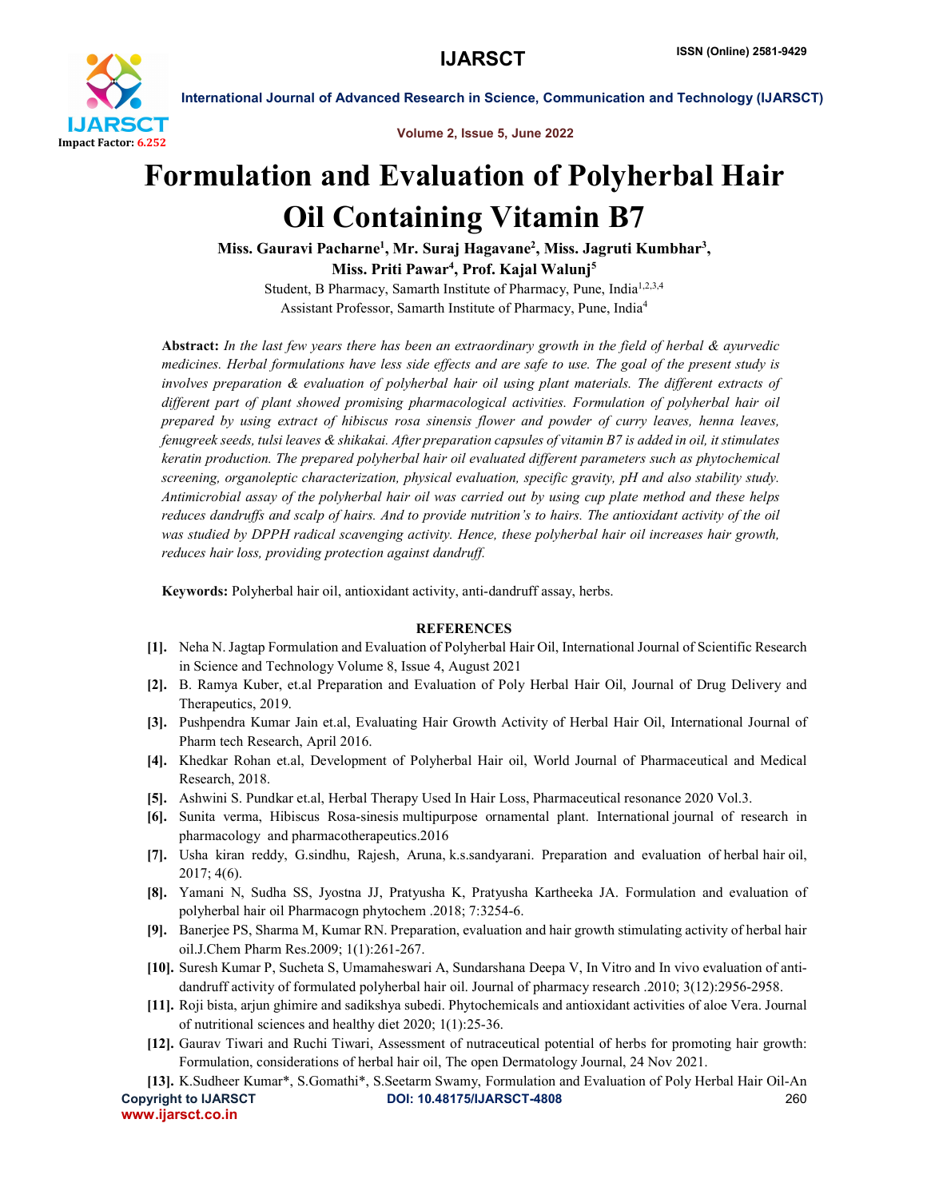# Formulation and Evaluation of Polyherbal Hair Oil Containing Vitamin B7

**Miss. Gauravi Pacharne[1], Mr. Suraj Hagavane[2], Miss. Jagruti Kumbhar[3], Miss. Priti Pawar[4], Prof. Kajal Walunj[5]**

Student, B Pharmacy, Samarth Institute of Pharmacy, Pune, India[1,2,3,4]

Assistant Professor, Samarth Institute of Pharmacy, Pune, India[4]

**Abstract:** *In the last few years there has been an extraordinary growth in the field of herbal & ayurvedic medicines. Herbal formulations have less side effects and are safe to use. The goal of the present study is involves preparation & evaluation of polyherbal hair oil using plant materials. The different extracts of different part of plant showed promising pharmacological activities. Formulation of polyherbal hair oil prepared by using extract of hibiscus rosa sinensis flower and powder of curry leaves, henna leaves, fenugreek seeds, tulsi leaves & shikakai. After preparation capsules of vitamin B7 is added in oil, it stimulates keratin production. The prepared polyherbal hair oil evaluated different parameters such as phytochemical screening, organoleptic characterization, physical evaluation, specific gravity, pH and also stability study. Antimicrobial assay of the polyherbal hair oil was carried out by using cup plate method and these helps reduces dandruffs and scalp of hairs. And to provide nutrition's to hairs. The antioxidant activity of the oil was studied by DPPH radical scavenging activity. Hence, these polyherbal hair oil increases hair growth, reduces hair loss, providing protection against dandruff.*

**Keywords:** Polyherbal hair oil, antioxidant activity, anti-dandruff assay, herbs.

## REFERENCES

[1]. Neha N. Jagtap Formulation and Evaluation of Polyherbal Hair Oil, International Journal of Scientific Research in Science and Technology Volume 8, Issue 4, August 2021

[2]. B. Ramya Kuber, et.al Preparation and Evaluation of Poly Herbal Hair Oil, Journal of Drug Delivery and Therapeutics, 2019.

[3]. Pushpendra Kumar Jain et.al, Evaluating Hair Growth Activity of Herbal Hair Oil, International Journal of Pharm tech Research, April 2016.

[4]. Khedkar Rohan et.al, Development of Polyherbal Hair oil, World Journal of Pharmaceutical and Medical Research, 2018.

[5]. Ashwini S. Pundkar et.al, Herbal Therapy Used In Hair Loss, Pharmaceutical resonance 2020 Vol.3.

[6]. Sunita verma, Hibiscus Rosa-sinesis multipurpose ornamental plant. International journal of research in pharmacology and pharmacotherapeutics.2016

[7]. Usha kiran reddy, G.sindhu, Rajesh, Aruna, k.s.sandyarani. Preparation and evaluation of herbal hair oil, 2017; 4(6).

[8]. Yamani N, Sudha SS, Jyostna JJ, Pratyusha K, Pratyusha Kartheeka JA. Formulation and evaluation of polyherbal hair oil Pharmacogn phytochem .2018; 7:3254-6.

[9]. Banerjee PS, Sharma M, Kumar RN. Preparation, evaluation and hair growth stimulating activity of herbal hair oil.J.Chem Pharm Res.2009; 1(1):261-267.

[10]. Suresh Kumar P, Sucheta S, Umamaheswari A, Sundarshana Deepa V, In Vitro and In vivo evaluation of anti-dandruff activity of formulated polyherbal hair oil. Journal of pharmacy research .2010; 3(12):2956-2958.

[11]. Roji bista, arjun ghimire and sadikshya subedi. Phytochemicals and antioxidant activities of aloe Vera. Journal of nutritional sciences and healthy diet 2020; 1(1):25-36.

[12]. Gaurav Tiwari and Ruchi Tiwari, Assessment of nutraceutical potential of herbs for promoting hair growth: Formulation, considerations of herbal hair oil, The open Dermatology Journal, 24 Nov 2021.

[13]. K.Sudheer Kumar*, S.Gomathi*, S.Seetarm Swamy, Formulation and Evaluation of Poly Herbal Hair Oil-An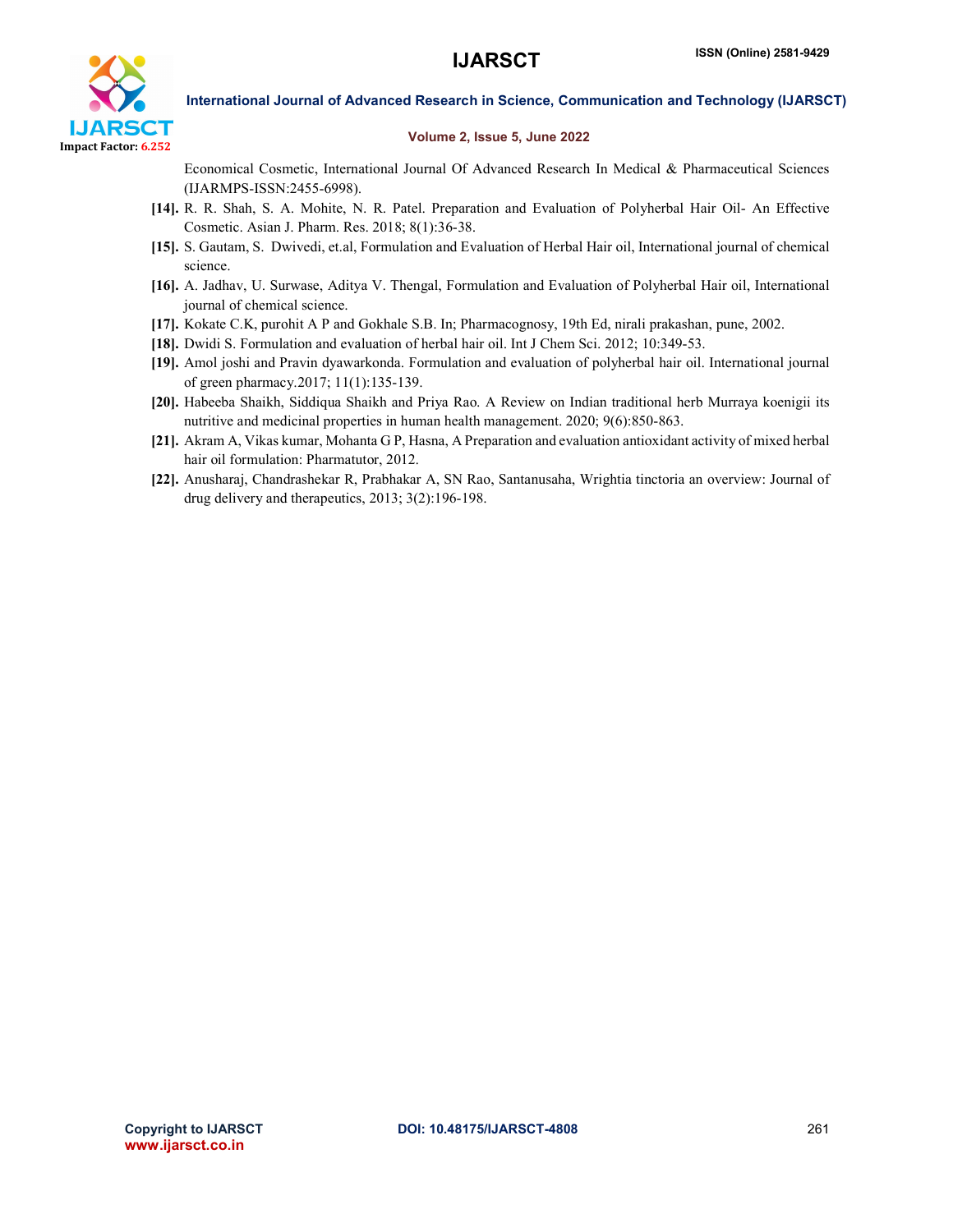Economical Cosmetic, International Journal Of Advanced Research In Medical & Pharmaceutical Sciences (IJARMPS-ISSN:2455-6998).

**[14].** R. R. Shah, S. A. Mohite, N. R. Patel. Preparation and Evaluation of Polyherbal Hair Oil- An Effective Cosmetic. Asian J. Pharm. Res. 2018; 8(1):36-38.

**[15].** S. Gautam, S. Dwivedi, et.al, Formulation and Evaluation of Herbal Hair oil, International journal of chemical science.

**[16].** A. Jadhav, U. Surwase, Aditya V. Thengal, Formulation and Evaluation of Polyherbal Hair oil, International journal of chemical science.

**[17].** Kokate C.K, purohit A P and Gokhale S.B. In; Pharmacognosy, 19th Ed, nirali prakashan, pune, 2002.

**[18].** Dwidi S. Formulation and evaluation of herbal hair oil. Int J Chem Sci. 2012; 10:349-53.

**[19].** Amol joshi and Pravin dyawarkonda. Formulation and evaluation of polyherbal hair oil. International journal of green pharmacy.2017; 11(1):135-139.

**[20].** Habeeba Shaikh, Siddiqua Shaikh and Priya Rao. A Review on Indian traditional herb Murraya koenigii its nutritive and medicinal properties in human health management. 2020; 9(6):850-863.

**[21].** Akram A, Vikas kumar, Mohanta G P, Hasna, A Preparation and evaluation antioxidant activity of mixed herbal hair oil formulation: Pharmatutor, 2012.

**[22].** Anusharaj, Chandrashekar R, Prabhakar A, SN Rao, Santanusaha, Wrightia tinctoria an overview: Journal of drug delivery and therapeutics, 2013; 3(2):196-198.